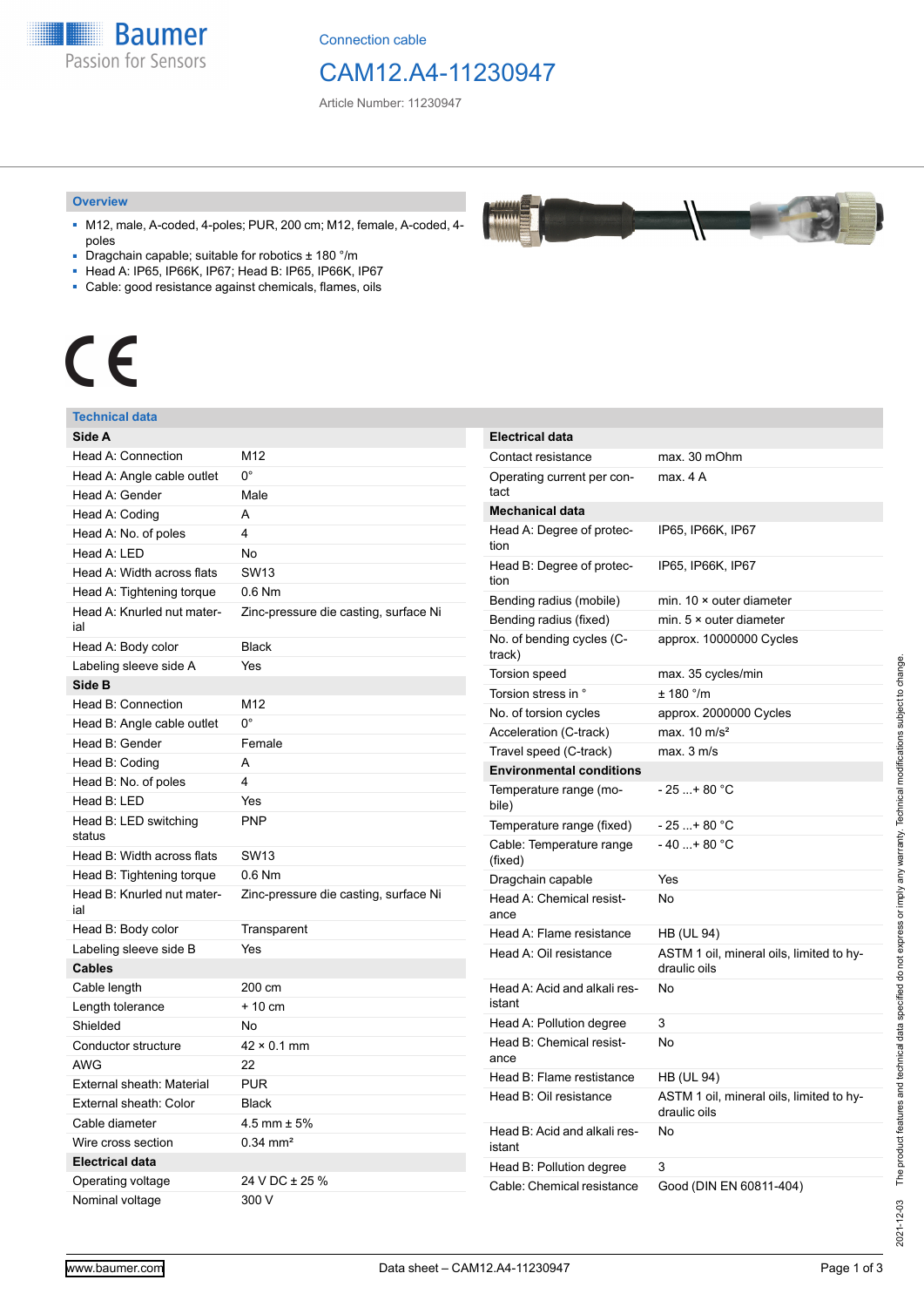Connection cable

# CAM12.A4-11230947

Article Number: 11230947

## Overview

- M12, male, A-coded, 4-poles; PUR, 200 cm; M12, female, A-coded, 4-poles
- Dragchain capable; suitable for robotics ± 180 °/m
- Head A: IP65, IP66K, IP67; Head B: IP65, IP66K, IP67
- Cable: good resistance against chemicals, flames, oils

CE

## Technical data

| **Side A** | |
|---|---|
| Head A: Connection | M12 |
| Head A: Angle cable outlet | 0° |
| Head A: Gender | Male |
| Head A: Coding | A |
| Head A: No. of poles | 4 |
| Head A: LED | No |
| Head A: Width across flats | SW13 |
| Head A: Tightening torque | 0.6 Nm |
| Head A: Knurled nut material | Zinc-pressure die casting, surface Ni |
| Head A: Body color | Black |
| Labeling sleeve side A | Yes |
| **Side B** | |
| Head B: Connection | M12 |
| Head B: Angle cable outlet | 0° |
| Head B: Gender | Female |
| Head B: Coding | A |
| Head B: No. of poles | 4 |
| Head B: LED | Yes |
| Head B: LED switching status | PNP |
| Head B: Width across flats | SW13 |
| Head B: Tightening torque | 0.6 Nm |
| Head B: Knurled nut material | Zinc-pressure die casting, surface Ni |
| Head B: Body color | Transparent |
| Labeling sleeve side B | Yes |
| **Cables** | |
| Cable length | 200 cm |
| Length tolerance | + 10 cm |
| Shielded | No |
| Conductor structure | 42 × 0.1 mm |
| AWG | 22 |
| External sheath: Material | PUR |
| External sheath: Color | Black |
| Cable diameter | 4.5 mm ± 5% |
| Wire cross section | 0.34 mm² |
| **Electrical data** | |
| Operating voltage | 24 V DC ± 25 % |
| Nominal voltage | 300 V |

| **Electrical data** | |
|---|---|
| Contact resistance | max. 30 mOhm |
| Operating current per contact | max. 4 A |
| **Mechanical data** | |
| Head A: Degree of protection | IP65, IP66K, IP67 |
| Head B: Degree of protection | IP65, IP66K, IP67 |
| Bending radius (mobile) | min. 10 × outer diameter |
| Bending radius (fixed) | min. 5 × outer diameter |
| No. of bending cycles (C-track) | approx. 10000000 Cycles |
| Torsion speed | max. 35 cycles/min |
| Torsion stress in ° | ± 180 °/m |
| No. of torsion cycles | approx. 2000000 Cycles |
| Acceleration (C-track) | max. 10 m/s² |
| Travel speed (C-track) | max. 3 m/s |
| **Environmental conditions** | |
| Temperature range (mobile) | - 25 ...+ 80 °C |
| Temperature range (fixed) | - 25 ...+ 80 °C |
| Cable: Temperature range (fixed) | - 40 ...+ 80 °C |
| Dragchain capable | Yes |
| Head A: Chemical resistance | No |
| Head A: Flame resistance | HB (UL 94) |
| Head A: Oil resistance | ASTM 1 oil, mineral oils, limited to hydraulic oils |
| Head A: Acid and alkali resistant | No |
| Head A: Pollution degree | 3 |
| Head B: Chemical resistance | No |
| Head B: Flame resistance | HB (UL 94) |
| Head B: Oil resistance | ASTM 1 oil, mineral oils, limited to hydraulic oils |
| Head B: Acid and alkali resistant | No |
| Head B: Pollution degree | 3 |
| Cable: Chemical resistance | Good (DIN EN 60811-404) |

2021-12-03 The product features and technical data specified do not express or imply any warranty. Technical modifications subject to change.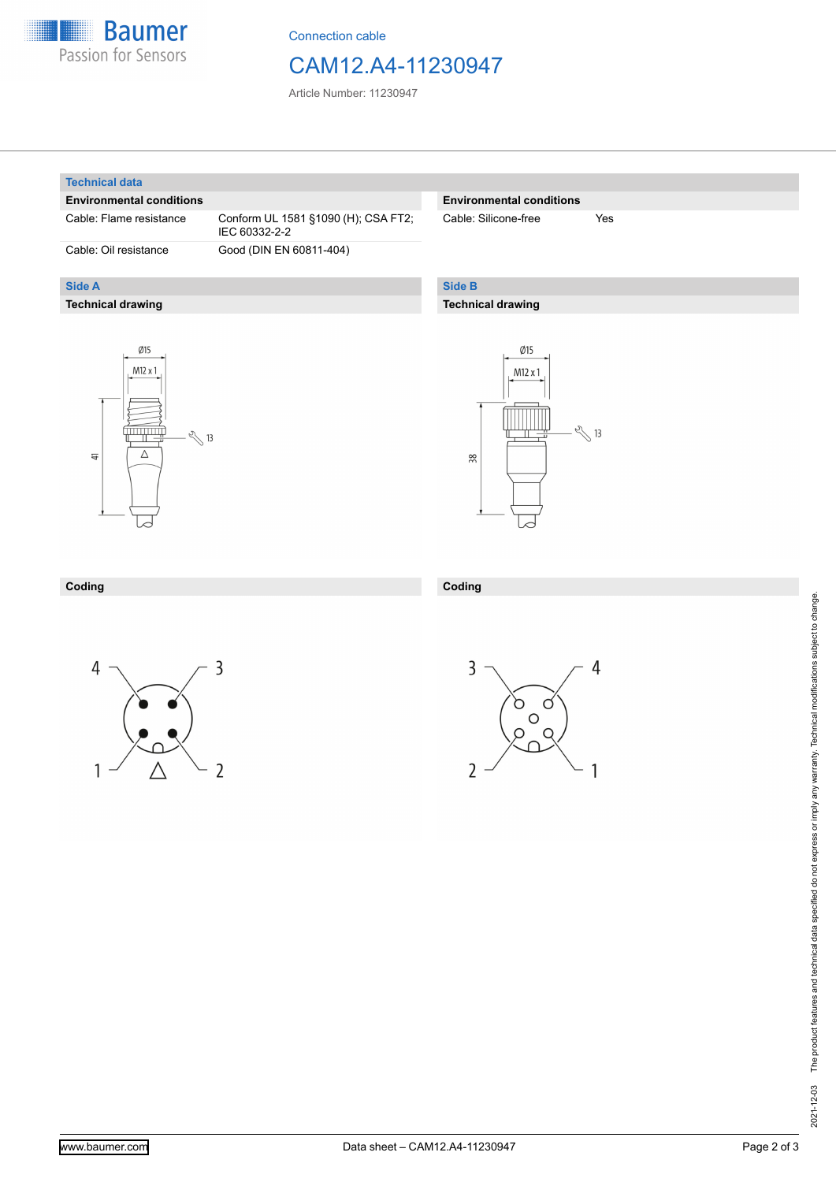# Connection cable

## CAM12.A4-11230947

Article Number: 11230947

### Technical data

| Environmental conditions | |
|---|---|
| Cable: Flame resistance | Conform UL 1581 §1090 (H); CSA FT2; IEC 60332-2-2 |
| Cable: Oil resistance | Good (DIN EN 60811-404) |

| Environmental conditions | |
|---|---|
| Cable: Silicone-free | Yes |

### Side A

**Technical drawing**

Ø15

M12 x 1

13

41

**Coding**

4 3

1 2

### Side B

**Technical drawing**

Ø15

M12 x 1

13

38

**Coding**

3 4

2 1

2021-12-03 The product features and technical data specified do not express or imply any warranty. Technical modifications subject to change.

www.baumer.com

Data sheet – CAM12.A4-11230947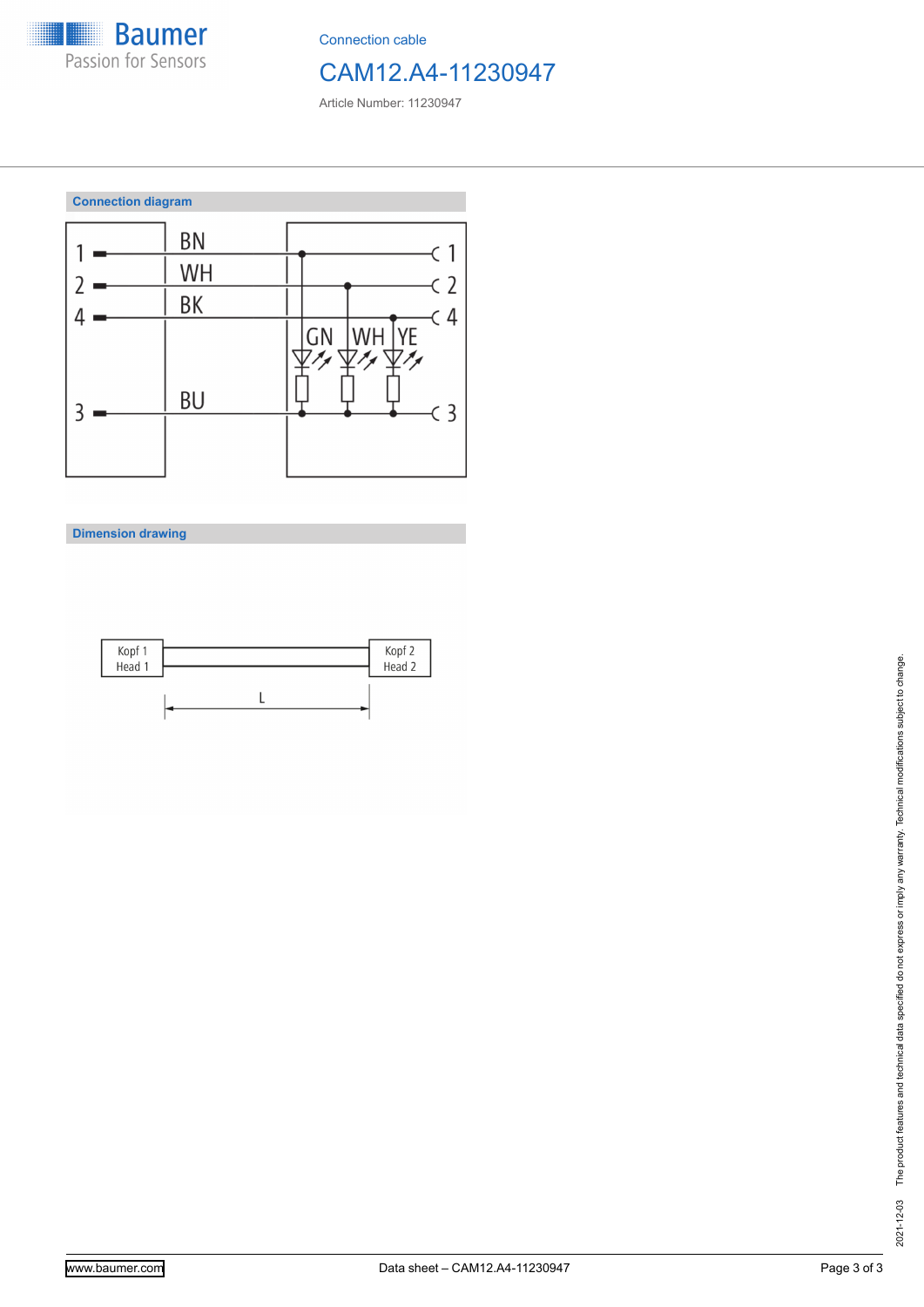Connection cable

# CAM12.A4-11230947

Article Number: 11230947

## Connection diagram

1
2
4
3
BN
WH
BK
BU
GN
WH
YE
1
2
4
3

## Dimension drawing

Kopf 1
Head 1
Kopf 2
Head 2
L

2021-12-03 The product features and technical data specified do not express or imply any warranty. Technical modifications subject to change.

www.baumer.com

Data sheet – CAM12.A4-11230947